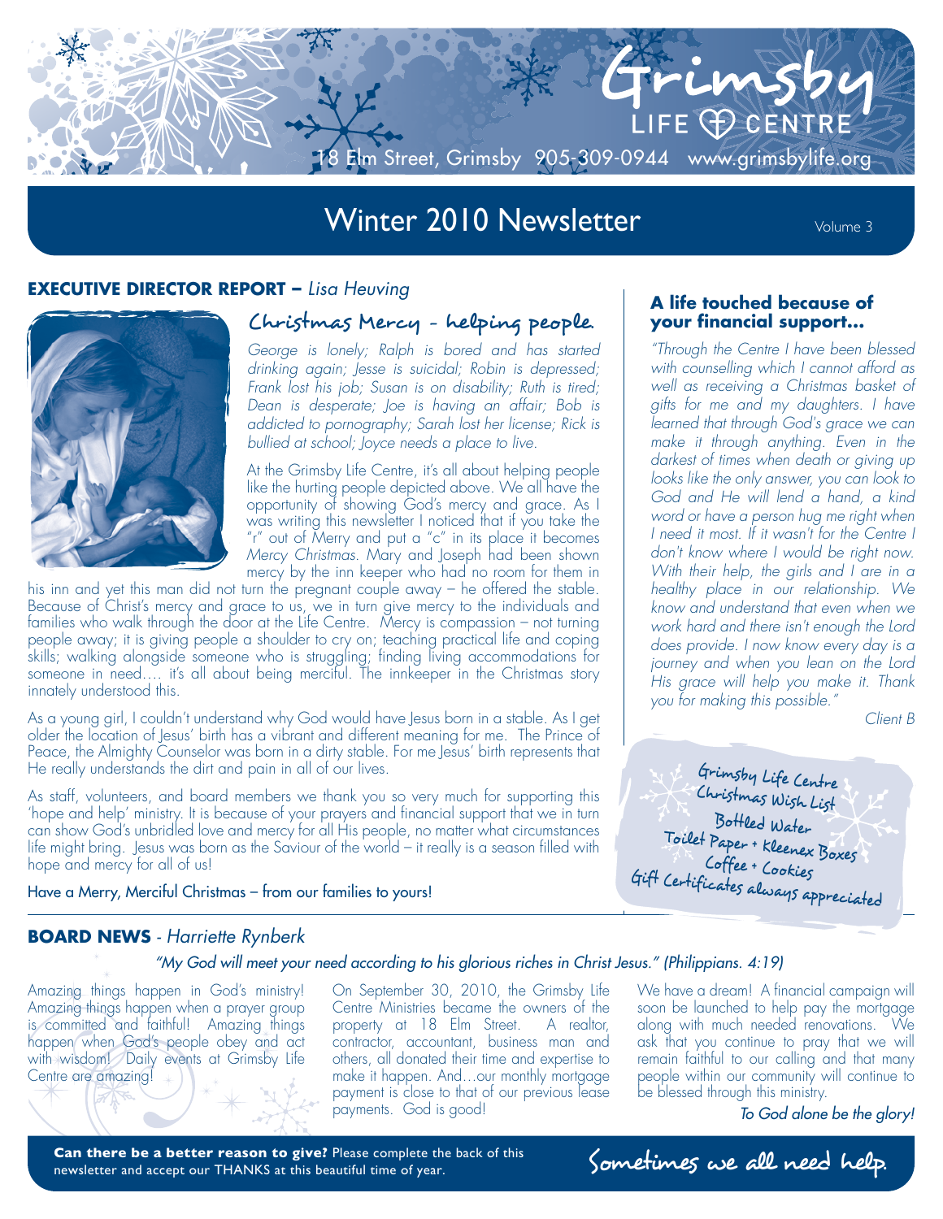# Grimsby LIFE CENTRE

18 Elm Street, Grimsby 905-309-0944 www.grimsbylife.org

## Winter 2010 Newsletter

Volume 3

### EXECUTIVE DIRECTOR REPORT – *Lisa Heuving*

#### Christmas Mercy – helping people

*George is lonely; Ralph is bored and has started drinking again; Jesse is suicidal; Robin is depressed; Frank lost his job; Susan is on disability; Ruth is tired; Dean is desperate; Joe is having an affair; Bob is addicted to pornography; Sarah lost her license; Rick is bullied at school; Joyce needs a place to live.*

At the Grimsby Life Centre, it's all about helping people like the hurting people depicted above. We all have the opportunity of showing God's mercy and grace. As I was writing this newsletter I noticed that if you take the "r" out of Merry and put a "c" in its place it becomes *Mercy Christmas*. Mary and Joseph had been shown mercy by the inn keeper who had no room for them in his inn and yet this man did not turn the pregnant couple away – he offered the stable. Because of Christ's mercy and grace to us, we in turn give mercy to the individuals and families who walk through the door at the Life Centre. Mercy is compassion – not turning people away; it is giving people a shoulder to cry on; teaching practical life and coping skills; walking alongside someone who is struggling; finding living accommodations for someone in need…. it's all about being merciful. The innkeeper in the Christmas story innately understood this.

As a young girl, I couldn't understand why God would have Jesus born in a stable. As I get older the location of Jesus' birth has a vibrant and different meaning for me. The Prince of Peace, the Almighty Counselor was born in a dirty stable. For me Jesus' birth represents that He really understands the dirt and pain in all of our lives.

As staff, volunteers, and board members we thank you so very much for supporting this 'hope and help' ministry. It is because of your prayers and financial support that we in turn can show God's unbridled love and mercy for all His people, no matter what circumstances life might bring. Jesus was born as the Saviour of the world – it really is a season filled with hope and mercy for all of us!

Have a Merry, Merciful Christmas – from our families to yours!

### A life touched because of your financial support...

*"Through the Centre I have been blessed with counselling which I cannot afford as well as receiving a Christmas basket of gifts for me and my daughters. I have learned that through God's grace we can make it through anything. Even in the darkest of times when death or giving up looks like the only answer, you can look to God and He will lend a hand, a kind word or have a person hug me right when I need it most. If it wasn't for the Centre I don't know where I would be right now. With their help, the girls and I are in a healthy place in our relationship. We know and understand that even when we work hard and there isn't enough the Lord does provide. I now know every day is a journey and when you lean on the Lord His grace will help you make it. Thank you for making this possible."*

*Client B*

**Grimsby Life Centre Christmas Wish List**

- Bottled Water
- Toilet Paper + Kleenex Boxes
- Coffee + Cookies
- Gift Certificates always appreciated

### BOARD NEWS - *Harriette Rynberk*

*"My God will meet your need according to his glorious riches in Christ Jesus." (Philippians. 4:19)*

Amazing things happen in God's ministry! Amazing things happen when a prayer group is committed and faithful! Amazing things happen when God's people obey and act with wisdom! Daily events at Grimsby Life Centre are amazing!

On September 30, 2010, the Grimsby Life Centre Ministries became the owners of the property at 18 Elm Street. A realtor, contractor, accountant, business man and others, all donated their time and expertise to make it happen. And…our monthly mortgage payment is close to that of our previous lease payments. God is good!

We have a dream! A financial campaign will soon be launched to help pay the mortgage along with much needed renovations. We ask that you continue to pray that we will remain faithful to our calling and that many people within our community will continue to be blessed through this ministry.

*To God alone be the glory!*

**Can there be a better reason to give?** Please complete the back of this newsletter and accept our THANKS at this beautiful time of year.

Sometimes we all need help.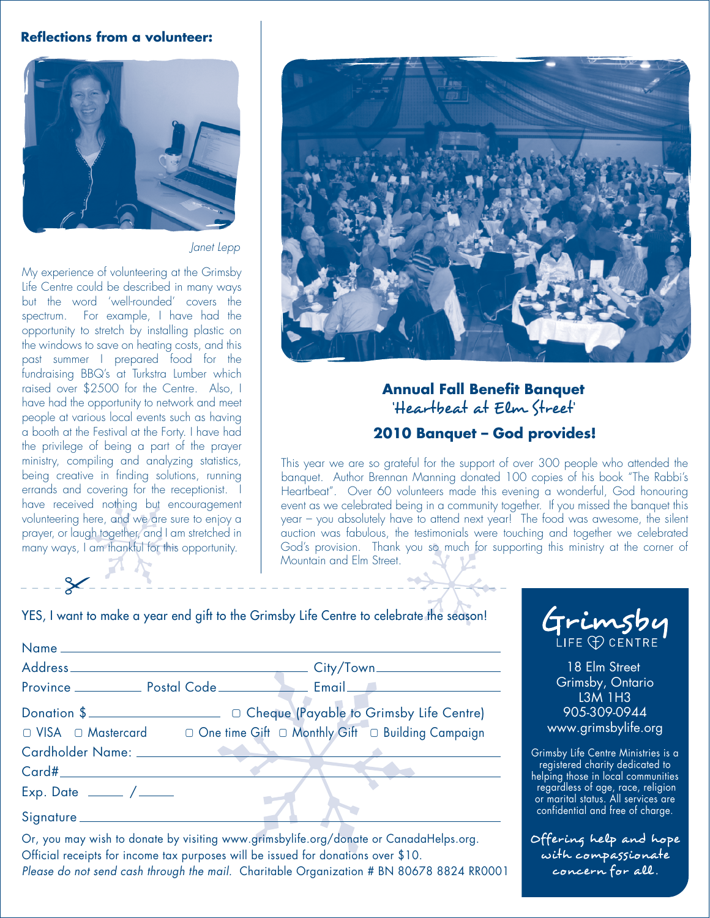**Reflections from a volunteer:**

*Janet Lepp*

My experience of volunteering at the Grimsby Life Centre could be described in many ways but the word 'well-rounded' covers the spectrum. For example, I have had the opportunity to stretch by installing plastic on the windows to save on heating costs, and this past summer I prepared food for the fundraising BBQ's at Turkstra Lumber which raised over $2500 for the Centre. Also, I have had the opportunity to network and meet people at various local events such as having a booth at the Festival at the Forty. I have had the privilege of being a part of the prayer ministry, compiling and analyzing statistics, being creative in finding solutions, running errands and covering for the receptionist. I have received nothing but encouragement volunteering here, and we are sure to enjoy a prayer, or laugh together, and I am stretched in many ways, I am thankful for this opportunity.

**Annual Fall Benefit Banquet**

'Heartbeat at Elm Street'

**2010 Banquet – God provides!**

This year we are so grateful for the support of over 300 people who attended the banquet. Author Brennan Manning donated 100 copies of his book "The Rabbi's Heartbeat". Over 60 volunteers made this evening a wonderful, God honouring event as we celebrated being in a community together. If you missed the banquet this year – you absolutely have to attend next year! The food was awesome, the silent auction was fabulous, the testimonials were touching and together we celebrated God's provision. Thank you so much for supporting this ministry at the corner of Mountain and Elm Street.

---

YES, I want to make a year end gift to the Grimsby Life Centre to celebrate the season!

Name \_\_\_\_\_\_\_\_\_\_\_\_\_\_\_\_\_\_\_\_\_\_\_\_\_\_\_\_\_\_\_\_\_\_\_\_\_\_\_\_

Address \_\_\_\_\_\_\_\_\_\_\_\_\_\_\_\_\_\_\_\_ City/Town \_\_\_\_\_\_\_\_\_\_\_\_

Province \_\_\_\_\_\_\_\_ Postal Code \_\_\_\_\_\_\_\_ Email \_\_\_\_\_\_\_\_\_\_\_\_

Donation $ \_\_\_\_\_\_\_\_\_\_ ▢ Cheque (Payable to Grimsby Life Centre)

▢ VISA ▢ Mastercard ▢ One time Gift ▢ Monthly Gift ▢ Building Campaign

Cardholder Name: \_\_\_\_\_\_\_\_\_\_\_\_\_\_\_\_\_\_\_\_\_\_\_\_\_\_\_\_\_\_

Card# \_\_\_\_\_\_\_\_\_\_\_\_\_\_\_\_\_\_\_\_\_\_\_\_\_\_\_\_\_\_\_\_\_\_\_\_\_\_\_\_

Exp. Date \_\_\_\_ / \_\_\_\_

Signature \_\_\_\_\_\_\_\_\_\_\_\_\_\_\_\_\_\_\_\_\_\_\_\_\_\_\_\_\_\_\_\_\_\_\_\_

Or, you may wish to donate by visiting www.grimsbylife.org/donate or CanadaHelps.org.
Official receipts for income tax purposes will be issued for donations over $10.
*Please do not send cash through the mail.* Charitable Organization # BN 80678 8824 RR0001

**Grimsby LIFE CENTRE**

18 Elm Street
Grimsby, Ontario
L3M 1H3
905-309-0944
www.grimsbylife.org

Grimsby Life Centre Ministries is a registered charity dedicated to helping those in local communities regardless of age, race, religion or marital status. All services are confidential and free of charge.

Offering help and hope with compassionate concern for all.